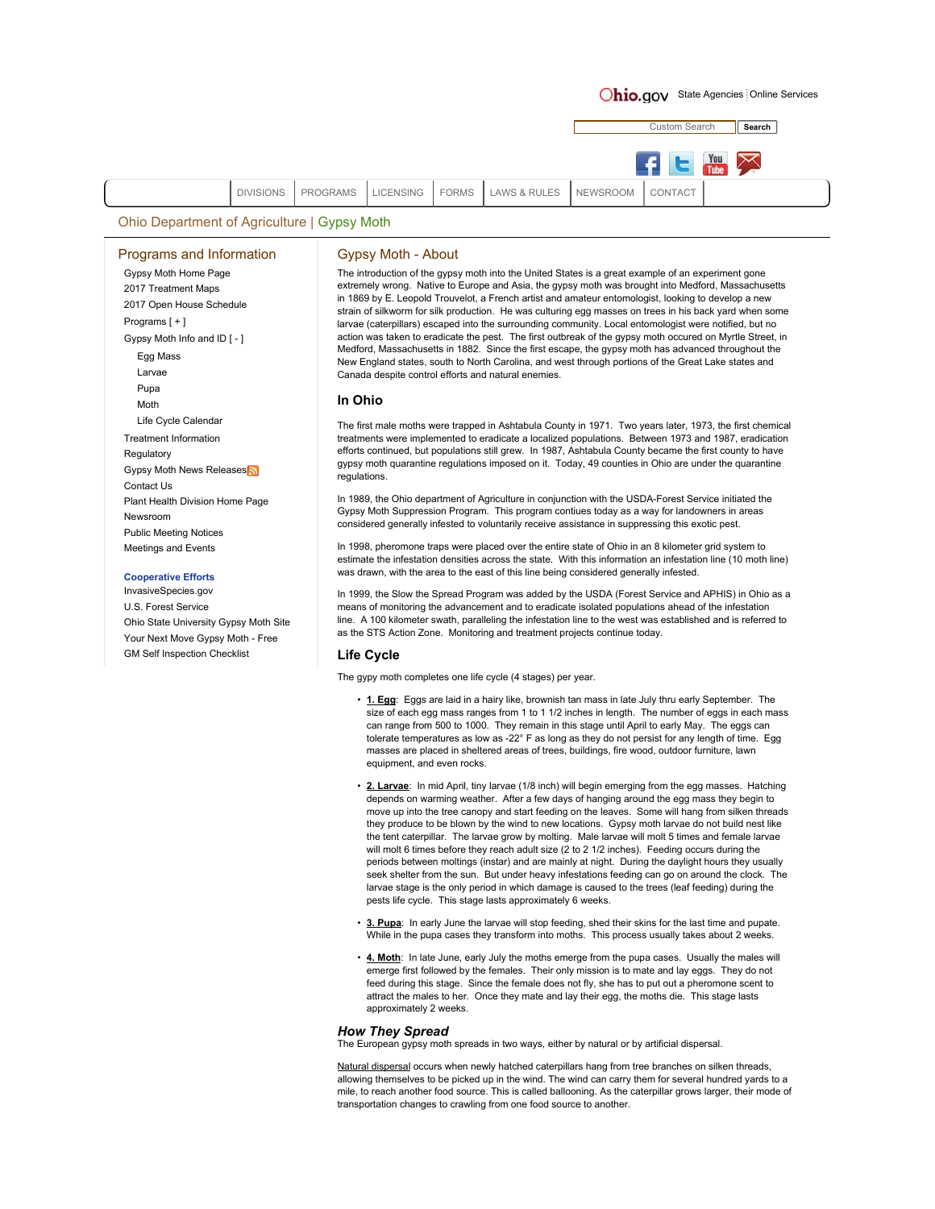Ohio.gov State Agencies | Online Services

DIVISIONS | PROGRAMS | LICENSING | FORMS | LAWS & RULES | NEWSROOM | CONTACT

Ohio Department of Agriculture | Gypsy Moth

## Programs and Information

- Gypsy Moth Home Page
- 2017 Treatment Maps
- 2017 Open House Schedule
- Programs [ + ]
- Gypsy Moth Info and ID [ - ]
  - Egg Mass
  - Larvae
  - Pupa
  - Moth
  - Life Cycle Calendar
- Treatment Information
- Regulatory
- Gypsy Moth News Releases
- Contact Us
- Plant Health Division Home Page
- Newsroom
- Public Meeting Notices
- Meetings and Events

**Cooperative Efforts**

- InvasiveSpecies.gov
- U.S. Forest Service
- Ohio State University Gypsy Moth Site
- Your Next Move Gypsy Moth - Free
- GM Self Inspection Checklist

## Gypsy Moth - About

The introduction of the gypsy moth into the United States is a great example of an experiment gone extremely wrong. Native to Europe and Asia, the gypsy moth was brought into Medford, Massachusetts in 1869 by E. Leopold Trouvelot, a French artist and amateur entomologist, looking to develop a new strain of silkworm for silk production. He was culturing egg masses on trees in his back yard when some larvae (caterpillars) escaped into the surrounding community. Local entomologist were notified, but no action was taken to eradicate the pest. The first outbreak of the gypsy moth occured on Myrtle Street, in Medford, Massachusetts in 1882. Since the first escape, the gypsy moth has advanced throughout the New England states, south to North Carolina, and west through portions of the Great Lake states and Canada despite control efforts and natural enemies.

### In Ohio

The first male moths were trapped in Ashtabula County in 1971. Two years later, 1973, the first chemical treatments were implemented to eradicate a localized populations. Between 1973 and 1987, eradication efforts continued, but populations still grew. In 1987, Ashtabula County became the first county to have gypsy moth quarantine regulations imposed on it. Today, 49 counties in Ohio are under the quarantine regulations.

In 1989, the Ohio department of Agriculture in conjunction with the USDA-Forest Service initiated the Gypsy Moth Suppression Program. This program contiues today as a way for landowners in areas considered generally infested to voluntarily receive assistance in suppressing this exotic pest.

In 1998, pheromone traps were placed over the entire state of Ohio in an 8 kilometer grid system to estimate the infestation densities across the state. With this information an infestation line (10 moth line) was drawn, with the area to the east of this line being considered generally infested.

In 1999, the Slow the Spread Program was added by the USDA (Forest Service and APHIS) in Ohio as a means of monitoring the advancement and to eradicate isolated populations ahead of the infestation line. A 100 kilometer swath, paralleling the infestation line to the west was established and is referred to as the STS Action Zone. Monitoring and treatment projects continue today.

### Life Cycle

The gypy moth completes one life cycle (4 stages) per year.

- **1. Egg**: Eggs are laid in a hairy like, brownish tan mass in late July thru early September. The size of each egg mass ranges from 1 to 1 1/2 inches in length. The number of eggs in each mass can range from 500 to 1000. They remain in this stage until April to early May. The eggs can tolerate temperatures as low as -22° F as long as they do not persist for any length of time. Egg masses are placed in sheltered areas of trees, buildings, fire wood, outdoor furniture, lawn equipment, and even rocks.
- **2. Larvae**: In mid April, tiny larvae (1/8 inch) will begin emerging from the egg masses. Hatching depends on warming weather. After a few days of hanging around the egg mass they begin to move up into the tree canopy and start feeding on the leaves. Some will hang from silken threads they produce to be blown by the wind to new locations. Gypsy moth larvae do not build nest like the tent caterpillar. The larvae grow by molting. Male larvae will molt 5 times and female larvae will molt 6 times before they reach adult size (2 to 2 1/2 inches). Feeding occurs during the periods between moltings (instar) and are mainly at night. During the daylight hours they usually seek shelter from the sun. But under heavy infestations feeding can go on around the clock. The larvae stage is the only period in which damage is caused to the trees (leaf feeding) during the pests life cycle. This stage lasts approximately 6 weeks.
- **3. Pupa**: In early June the larvae will stop feeding, shed their skins for the last time and pupate. While in the pupa cases they transform into moths. This process usually takes about 2 weeks.
- **4. Moth**: In late June, early July the moths emerge from the pupa cases. Usually the males will emerge first followed by the females. Their only mission is to mate and lay eggs. They do not feed during this stage. Since the female does not fly, she has to put out a pheromone scent to attract the males to her. Once they mate and lay their egg, the moths die. This stage lasts approximately 2 weeks.

### *How They Spread*

The European gypsy moth spreads in two ways, either by natural or by artificial dispersal.

Natural dispersal occurs when newly hatched caterpillars hang from tree branches on silken threads, allowing themselves to be picked up in the wind. The wind can carry them for several hundred yards to a mile, to reach another food source. This is called ballooning. As the caterpillar grows larger, their mode of transportation changes to crawling from one food source to another.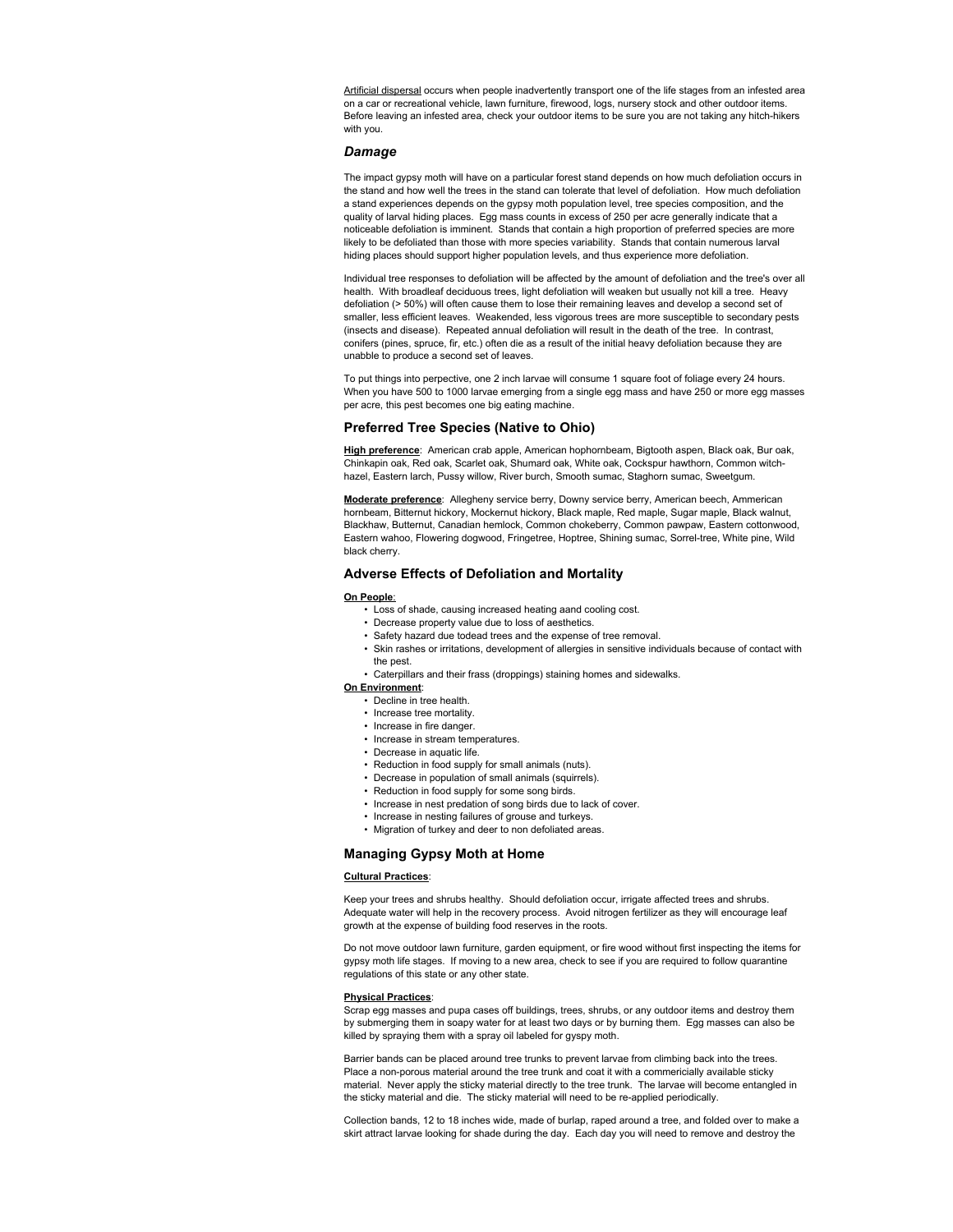Artificial dispersal occurs when people inadvertently transport one of the life stages from an infested area on a car or recreational vehicle, lawn furniture, firewood, logs, nursery stock and other outdoor items. Before leaving an infested area, check your outdoor items to be sure you are not taking any hitch-hikers with you.

### *Damage*

The impact gypsy moth will have on a particular forest stand depends on how much defoliation occurs in the stand and how well the trees in the stand can tolerate that level of defoliation. How much defoliation a stand experiences depends on the gypsy moth population level, tree species composition, and the quality of larval hiding places. Egg mass counts in excess of 250 per acre generally indicate that a noticeable defoliation is imminent. Stands that contain a high proportion of preferred species are more likely to be defoliated than those with more species variability. Stands that contain numerous larval hiding places should support higher population levels, and thus experience more defoliation.

Individual tree responses to defoliation will be affected by the amount of defoliation and the tree's over all health. With broadleaf deciduous trees, light defoliation will weaken but usually not kill a tree. Heavy defoliation (> 50%) will often cause them to lose their remaining leaves and develop a second set of smaller, less efficient leaves. Weakended, less vigorous trees are more susceptible to secondary pests (insects and disease). Repeated annual defoliation will result in the death of the tree. In contrast, conifers (pines, spruce, fir, etc.) often die as a result of the initial heavy defoliation because they are unabble to produce a second set of leaves.

To put things into perpective, one 2 inch larvae will consume 1 square foot of foliage every 24 hours. When you have 500 to 1000 larvae emerging from a single egg mass and have 250 or more egg masses per acre, this pest becomes one big eating machine.

### Preferred Tree Species (Native to Ohio)

**High preference**: American crab apple, American hophornbeam, Bigtooth aspen, Black oak, Bur oak, Chinkapin oak, Red oak, Scarlet oak, Shumard oak, White oak, Cockspur hawthorn, Common witch-hazel, Eastern larch, Pussy willow, River burch, Smooth sumac, Staghorn sumac, Sweetgum.

**Moderate preference**: Allegheny service berry, Downy service berry, American beech, Ammerican hornbeam, Bitternut hickory, Mockernut hickory, Black maple, Red maple, Sugar maple, Black walnut, Blackhaw, Butternut, Canadian hemlock, Common chokeberry, Common pawpaw, Eastern cottonwood, Eastern wahoo, Flowering dogwood, Fringetree, Hoptree, Shining sumac, Sorrel-tree, White pine, Wild black cherry.

### Adverse Effects of Defoliation and Mortality

**On People**:

- Loss of shade, causing increased heating aand cooling cost.
- Decrease property value due to loss of aesthetics.
- Safety hazard due todead trees and the expense of tree removal.
- Skin rashes or irritations, development of allergies in sensitive individuals because of contact with the pest.
- Caterpillars and their frass (droppings) staining homes and sidewalks.

**On Environment**:

- Decline in tree health.
- Increase tree mortality.
- Increase in fire danger.
- Increase in stream temperatures.
- Decrease in aquatic life.
- Reduction in food supply for small animals (nuts).
- Decrease in population of small animals (squirrels).
- Reduction in food supply for some song birds.
- Increase in nest predation of song birds due to lack of cover.
- Increase in nesting failures of grouse and turkeys.
- Migration of turkey and deer to non defoliated areas.

### Managing Gypsy Moth at Home

**Cultural Practices**:

Keep your trees and shrubs healthy. Should defoliation occur, irrigate affected trees and shrubs. Adequate water will help in the recovery process. Avoid nitrogen fertilizer as they will encourage leaf growth at the expense of building food reserves in the roots.

Do not move outdoor lawn furniture, garden equipment, or fire wood without first inspecting the items for gypsy moth life stages. If moving to a new area, check to see if you are required to follow quarantine regulations of this state or any other state.

**Physical Practices**:

Scrap egg masses and pupa cases off buildings, trees, shrubs, or any outdoor items and destroy them by submerging them in soapy water for at least two days or by burning them. Egg masses can also be killed by spraying them with a spray oil labeled for gyspy moth.

Barrier bands can be placed around tree trunks to prevent larvae from climbing back into the trees. Place a non-porous material around the tree trunk and coat it with a commericially available sticky material. Never apply the sticky material directly to the tree trunk. The larvae will become entangled in the sticky material and die. The sticky material will need to be re-applied periodically.

Collection bands, 12 to 18 inches wide, made of burlap, raped around a tree, and folded over to make a skirt attract larvae looking for shade during the day. Each day you will need to remove and destroy the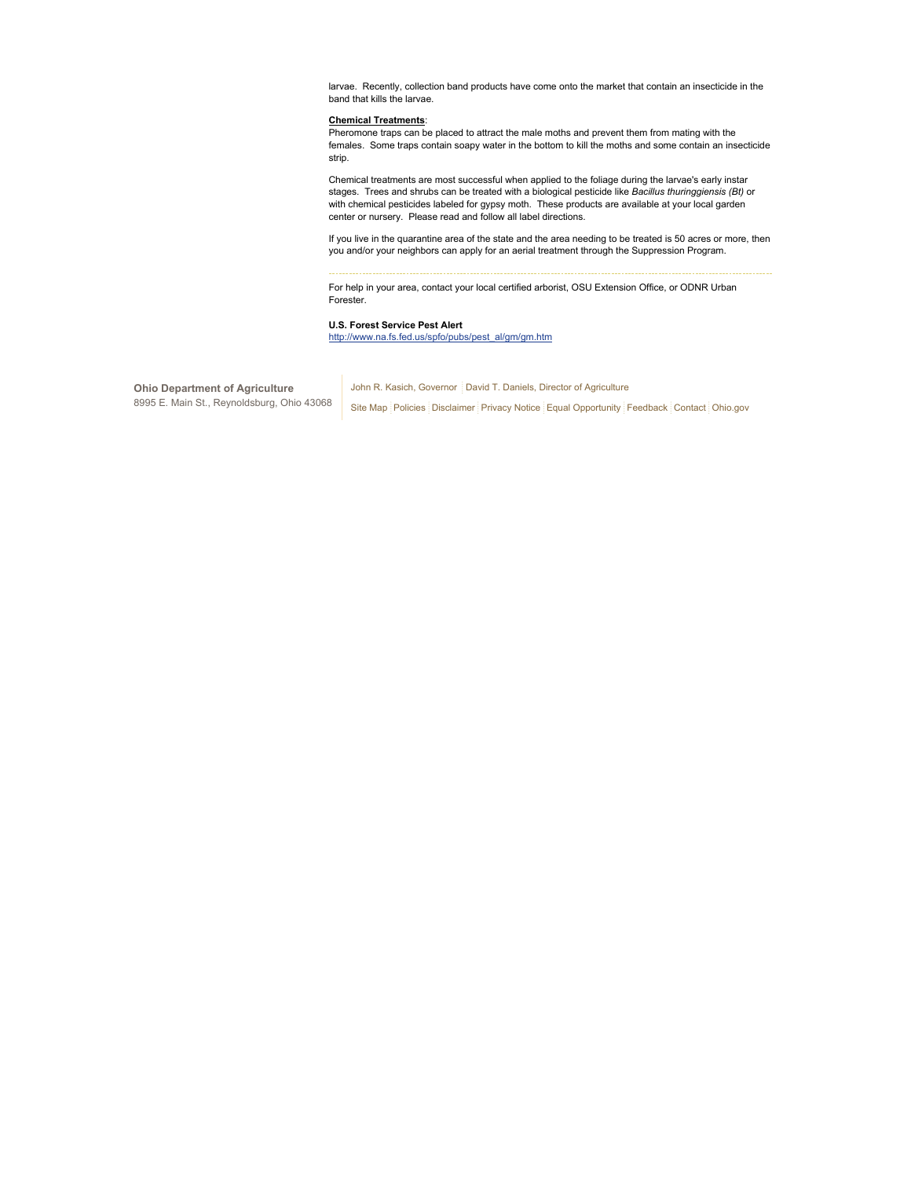larvae. Recently, collection band products have come onto the market that contain an insecticide in the band that kills the larvae.

**Chemical Treatments**:
Pheromone traps can be placed to attract the male moths and prevent them from mating with the females. Some traps contain soapy water in the bottom to kill the moths and some contain an insecticide strip.

Chemical treatments are most successful when applied to the foliage during the larvae's early instar stages. Trees and shrubs can be treated with a biological pesticide like *Bacillus thuringgiensis (Bt)* or with chemical pesticides labeled for gypsy moth. These products are available at your local garden center or nursery. Please read and follow all label directions.

If you live in the quarantine area of the state and the area needing to be treated is 50 acres or more, then you and/or your neighbors can apply for an aerial treatment through the Suppression Program.

---

For help in your area, contact your local certified arborist, OSU Extension Office, or ODNR Urban Forester.

**U.S. Forest Service Pest Alert**
http://www.na.fs.fed.us/spfo/pubs/pest_al/gm/gm.htm

**Ohio Department of Agriculture**
8995 E. Main St., Reynoldsburg, Ohio 43068

John R. Kasich, Governor | David T. Daniels, Director of Agriculture

Site Map | Policies | Disclaimer | Privacy Notice | Equal Opportunity | Feedback | Contact | Ohio.gov